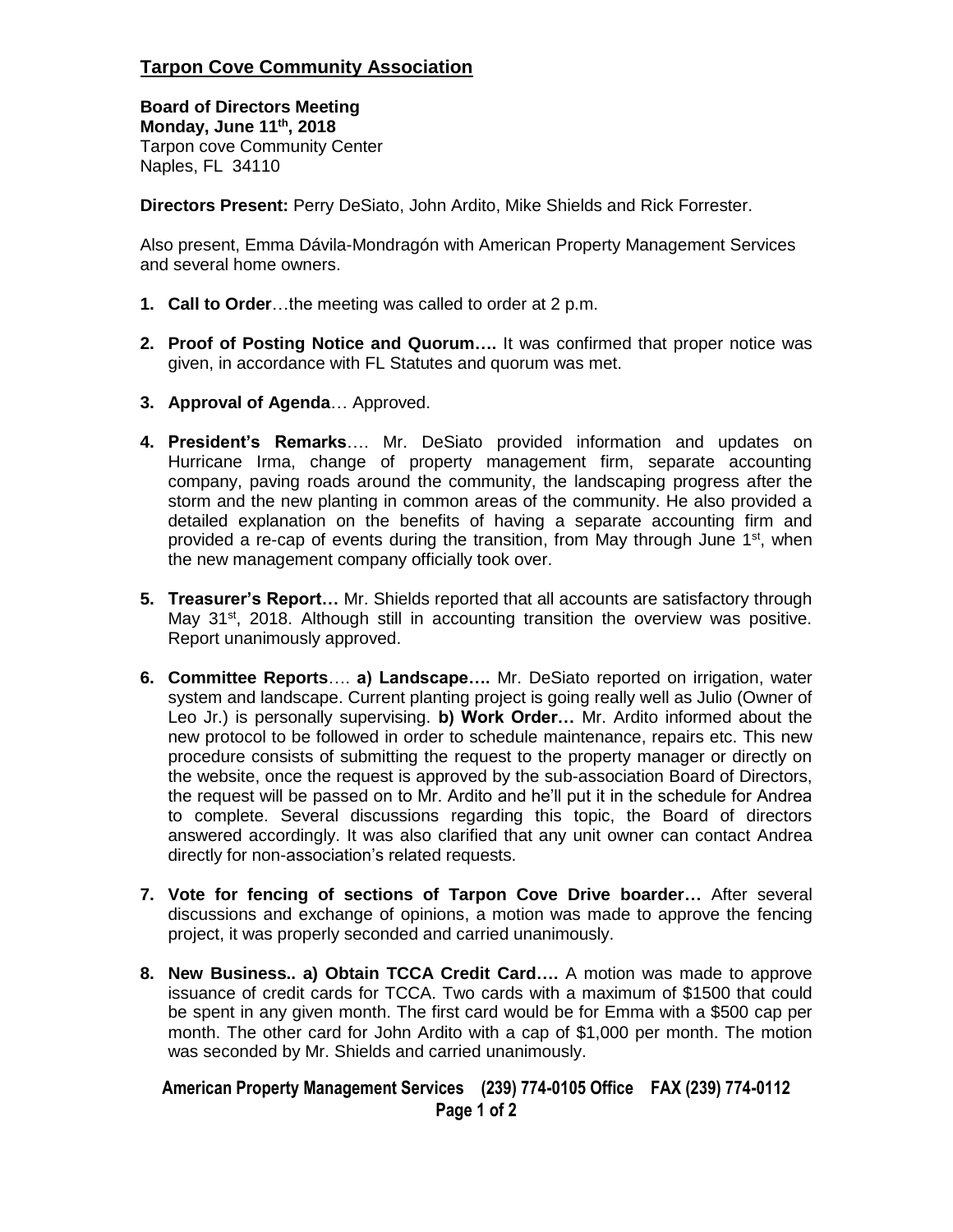## Tarpon Cove Community Association

**Board of Directors Meeting**
**Monday, June 11th, 2018**
Tarpon cove Community Center
Naples, FL 34110

**Directors Present:** Perry DeSiato, John Ardito, Mike Shields and Rick Forrester.

Also present, Emma Dávila-Mondragón with American Property Management Services and several home owners.

1. **Call to Order**…the meeting was called to order at 2 p.m.

2. **Proof of Posting Notice and Quorum….** It was confirmed that proper notice was given, in accordance with FL Statutes and quorum was met.

3. **Approval of Agenda**… Approved.

4. **President's Remarks**…. Mr. DeSiato provided information and updates on Hurricane Irma, change of property management firm, separate accounting company, paving roads around the community, the landscaping progress after the storm and the new planting in common areas of the community. He also provided a detailed explanation on the benefits of having a separate accounting firm and provided a re-cap of events during the transition, from May through June 1st, when the new management company officially took over.

5. **Treasurer's Report…** Mr. Shields reported that all accounts are satisfactory through May 31st, 2018. Although still in accounting transition the overview was positive. Report unanimously approved.

6. **Committee Reports**…. **a) Landscape….** Mr. DeSiato reported on irrigation, water system and landscape. Current planting project is going really well as Julio (Owner of Leo Jr.) is personally supervising. **b) Work Order…** Mr. Ardito informed about the new protocol to be followed in order to schedule maintenance, repairs etc. This new procedure consists of submitting the request to the property manager or directly on the website, once the request is approved by the sub-association Board of Directors, the request will be passed on to Mr. Ardito and he'll put it in the schedule for Andrea to complete. Several discussions regarding this topic, the Board of directors answered accordingly. It was also clarified that any unit owner can contact Andrea directly for non-association's related requests.

7. **Vote for fencing of sections of Tarpon Cove Drive boarder…** After several discussions and exchange of opinions, a motion was made to approve the fencing project, it was properly seconded and carried unanimously.

8. **New Business.. a) Obtain TCCA Credit Card….** A motion was made to approve issuance of credit cards for TCCA. Two cards with a maximum of $1500 that could be spent in any given month. The first card would be for Emma with a $500 cap per month. The other card for John Ardito with a cap of $1,000 per month. The motion was seconded by Mr. Shields and carried unanimously.

**American Property Management Services (239) 774-0105 Office FAX (239) 774-0112**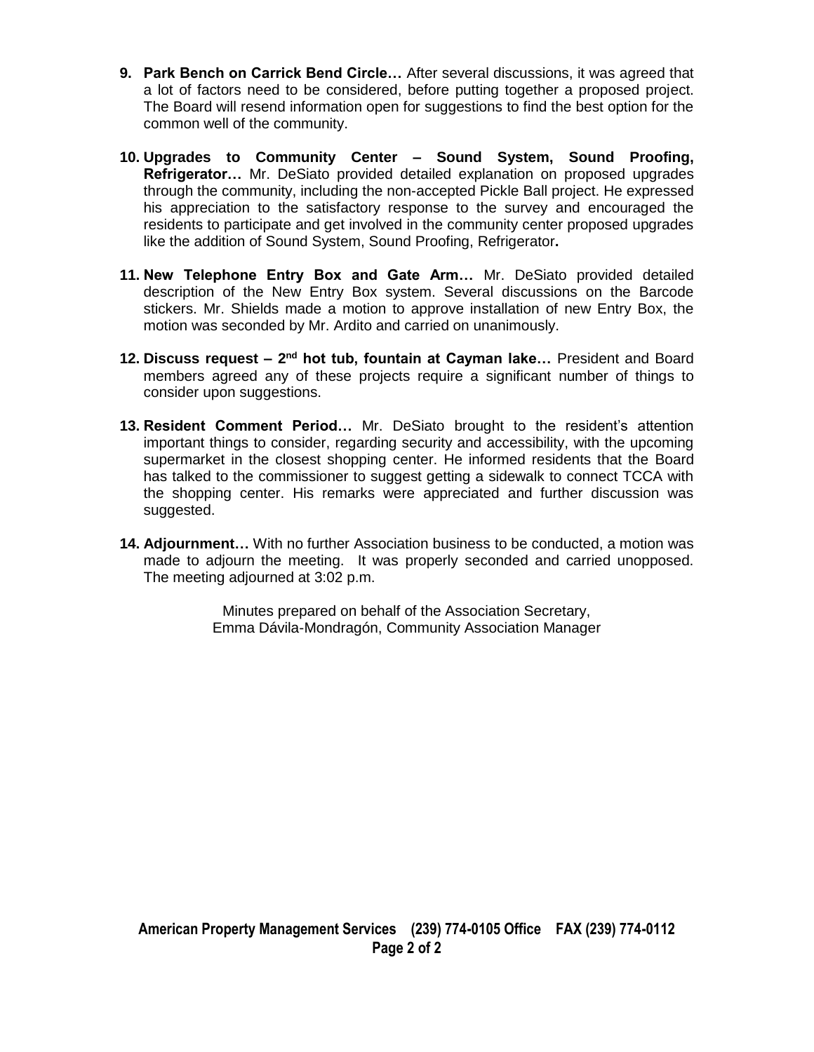9. **Park Bench on Carrick Bend Circle…** After several discussions, it was agreed that a lot of factors need to be considered, before putting together a proposed project. The Board will resend information open for suggestions to find the best option for the common well of the community.

10. **Upgrades to Community Center – Sound System, Sound Proofing, Refrigerator…** Mr. DeSiato provided detailed explanation on proposed upgrades through the community, including the non-accepted Pickle Ball project. He expressed his appreciation to the satisfactory response to the survey and encouraged the residents to participate and get involved in the community center proposed upgrades like the addition of Sound System, Sound Proofing, Refrigerator**.**

11. **New Telephone Entry Box and Gate Arm…** Mr. DeSiato provided detailed description of the New Entry Box system. Several discussions on the Barcode stickers. Mr. Shields made a motion to approve installation of new Entry Box, the motion was seconded by Mr. Ardito and carried on unanimously.

12. **Discuss request – 2nd hot tub, fountain at Cayman lake…** President and Board members agreed any of these projects require a significant number of things to consider upon suggestions.

13. **Resident Comment Period…** Mr. DeSiato brought to the resident's attention important things to consider, regarding security and accessibility, with the upcoming supermarket in the closest shopping center. He informed residents that the Board has talked to the commissioner to suggest getting a sidewalk to connect TCCA with the shopping center. His remarks were appreciated and further discussion was suggested.

14. **Adjournment…** With no further Association business to be conducted, a motion was made to adjourn the meeting. It was properly seconded and carried unopposed. The meeting adjourned at 3:02 p.m.

Minutes prepared on behalf of the Association Secretary,
Emma Dávila-Mondragón, Community Association Manager

**American Property Management Services (239) 774-0105 Office FAX (239) 774-0112**